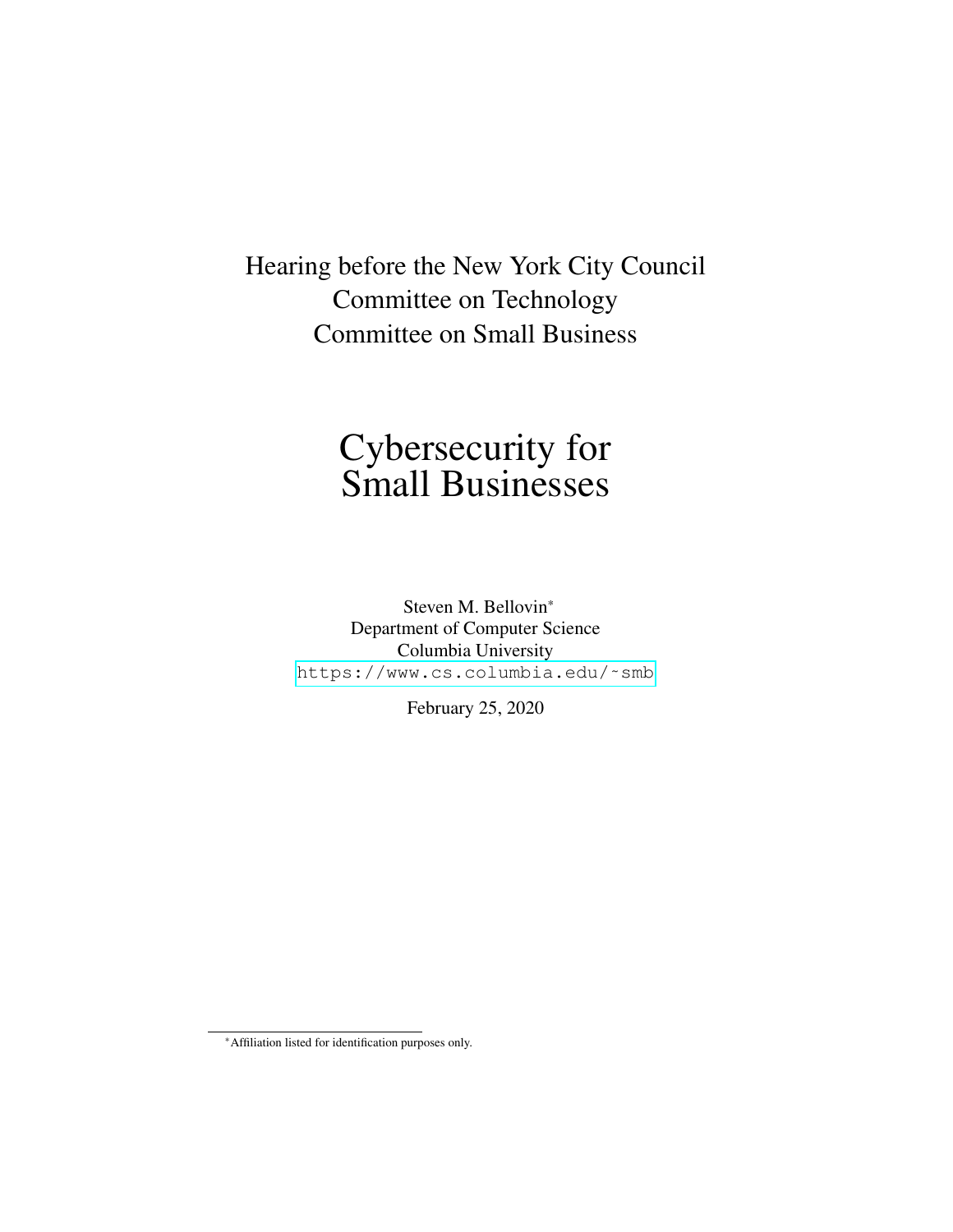Hearing before the New York City Council
Committee on Technology
Committee on Small Business

# Cybersecurity for Small Businesses

Steven M. Bellovin*
Department of Computer Science
Columbia University
https://www.cs.columbia.edu/~smb

February 25, 2020

*Affiliation listed for identification purposes only.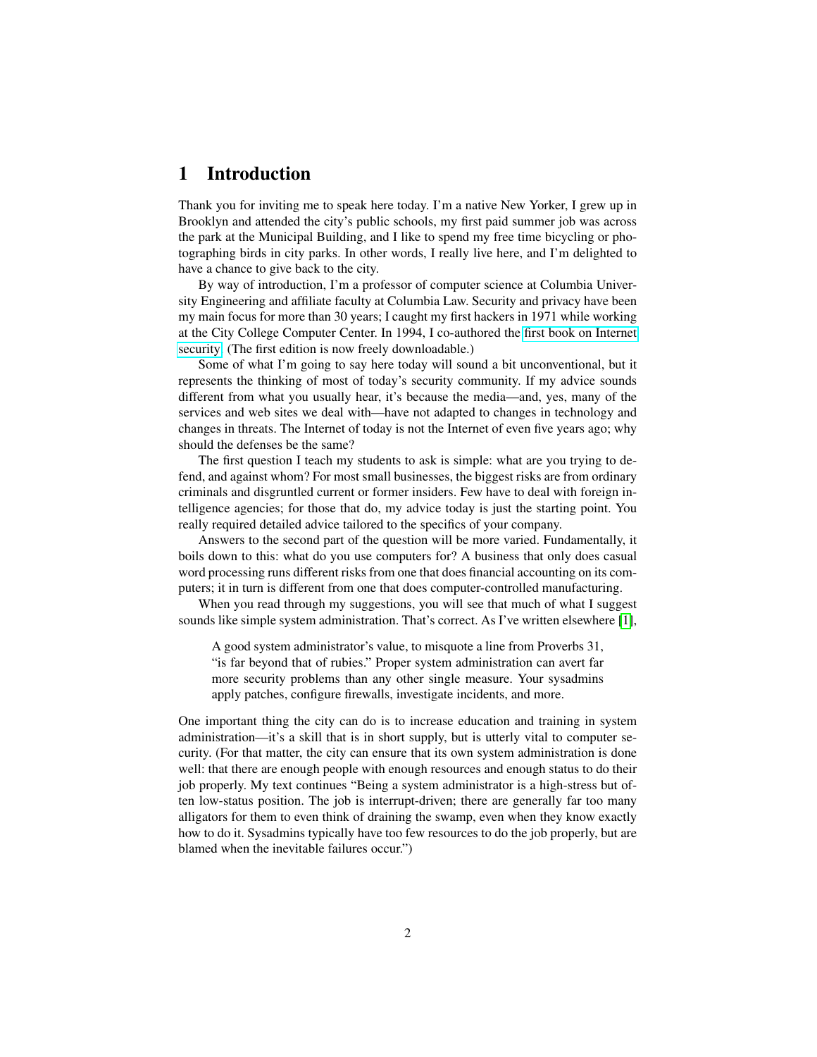# 1 Introduction

Thank you for inviting me to speak here today. I'm a native New Yorker, I grew up in Brooklyn and attended the city's public schools, my first paid summer job was across the park at the Municipal Building, and I like to spend my free time bicycling or photographing birds in city parks. In other words, I really live here, and I'm delighted to have a chance to give back to the city.

By way of introduction, I'm a professor of computer science at Columbia University Engineering and affiliate faculty at Columbia Law. Security and privacy have been my main focus for more than 30 years; I caught my first hackers in 1971 while working at the City College Computer Center. In 1994, I co-authored the first book on Internet security. (The first edition is now freely downloadable.)

Some of what I'm going to say here today will sound a bit unconventional, but it represents the thinking of most of today's security community. If my advice sounds different from what you usually hear, it's because the media—and, yes, many of the services and web sites we deal with—have not adapted to changes in technology and changes in threats. The Internet of today is not the Internet of even five years ago; why should the defenses be the same?

The first question I teach my students to ask is simple: what are you trying to defend, and against whom? For most small businesses, the biggest risks are from ordinary criminals and disgruntled current or former insiders. Few have to deal with foreign intelligence agencies; for those that do, my advice today is just the starting point. You really required detailed advice tailored to the specifics of your company.

Answers to the second part of the question will be more varied. Fundamentally, it boils down to this: what do you use computers for? A business that only does casual word processing runs different risks from one that does financial accounting on its computers; it in turn is different from one that does computer-controlled manufacturing.

When you read through my suggestions, you will see that much of what I suggest sounds like simple system administration. That's correct. As I've written elsewhere [1],

> A good system administrator's value, to misquote a line from Proverbs 31, "is far beyond that of rubies." Proper system administration can avert far more security problems than any other single measure. Your sysadmins apply patches, configure firewalls, investigate incidents, and more.

One important thing the city can do is to increase education and training in system administration—it's a skill that is in short supply, but is utterly vital to computer security. (For that matter, the city can ensure that its own system administration is done well: that there are enough people with enough resources and enough status to do their job properly. My text continues "Being a system administrator is a high-stress but often low-status position. The job is interrupt-driven; there are generally far too many alligators for them to even think of draining the swamp, even when they know exactly how to do it. Sysadmins typically have too few resources to do the job properly, but are blamed when the inevitable failures occur.")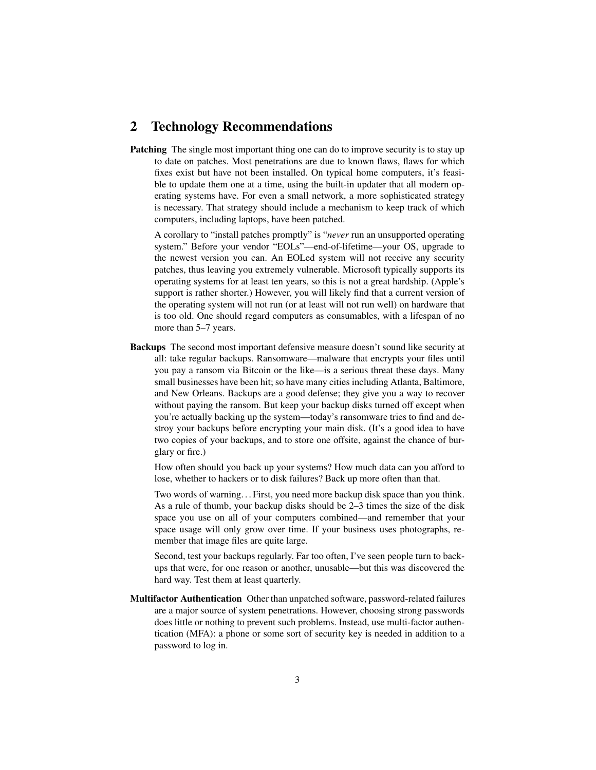## 2 Technology Recommendations

**Patching** The single most important thing one can do to improve security is to stay up to date on patches. Most penetrations are due to known flaws, flaws for which fixes exist but have not been installed. On typical home computers, it's feasible to update them one at a time, using the built-in updater that all modern operating systems have. For even a small network, a more sophisticated strategy is necessary. That strategy should include a mechanism to keep track of which computers, including laptops, have been patched.

A corollary to "install patches promptly" is "*never* run an unsupported operating system." Before your vendor "EOLs"—end-of-lifetime—your OS, upgrade to the newest version you can. An EOLed system will not receive any security patches, thus leaving you extremely vulnerable. Microsoft typically supports its operating systems for at least ten years, so this is not a great hardship. (Apple's support is rather shorter.) However, you will likely find that a current version of the operating system will not run (or at least will not run well) on hardware that is too old. One should regard computers as consumables, with a lifespan of no more than 5–7 years.

**Backups** The second most important defensive measure doesn't sound like security at all: take regular backups. Ransomware—malware that encrypts your files until you pay a ransom via Bitcoin or the like—is a serious threat these days. Many small businesses have been hit; so have many cities including Atlanta, Baltimore, and New Orleans. Backups are a good defense; they give you a way to recover without paying the ransom. But keep your backup disks turned off except when you're actually backing up the system—today's ransomware tries to find and destroy your backups before encrypting your main disk. (It's a good idea to have two copies of your backups, and to store one offsite, against the chance of burglary or fire.)

How often should you back up your systems? How much data can you afford to lose, whether to hackers or to disk failures? Back up more often than that.

Two words of warning... First, you need more backup disk space than you think. As a rule of thumb, your backup disks should be 2–3 times the size of the disk space you use on all of your computers combined—and remember that your space usage will only grow over time. If your business uses photographs, remember that image files are quite large.

Second, test your backups regularly. Far too often, I've seen people turn to backups that were, for one reason or another, unusable—but this was discovered the hard way. Test them at least quarterly.

**Multifactor Authentication** Other than unpatched software, password-related failures are a major source of system penetrations. However, choosing strong passwords does little or nothing to prevent such problems. Instead, use multi-factor authentication (MFA): a phone or some sort of security key is needed in addition to a password to log in.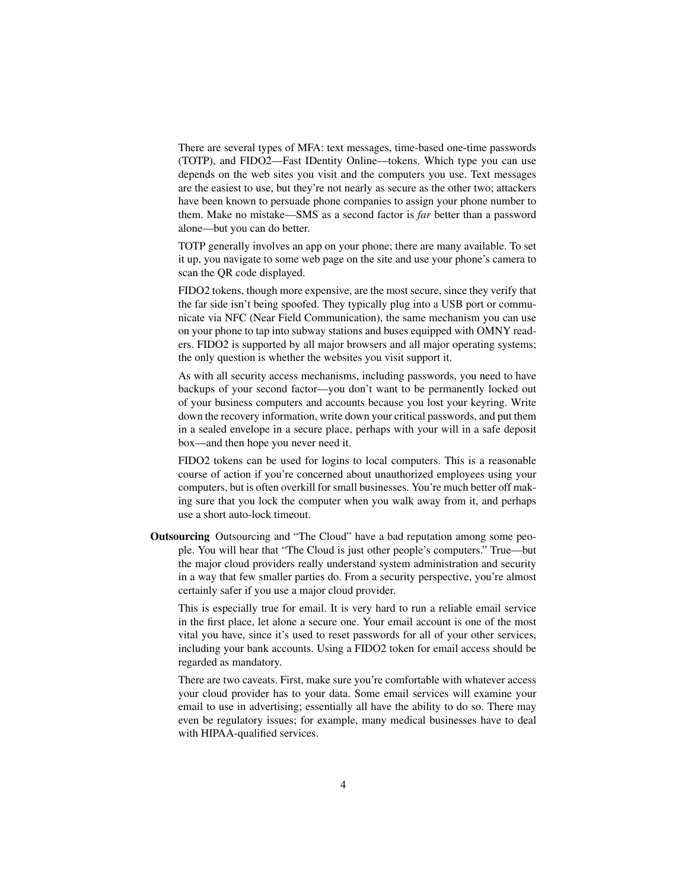There are several types of MFA: text messages, time-based one-time passwords (TOTP), and FIDO2—Fast IDentity Online—tokens. Which type you can use depends on the web sites you visit and the computers you use. Text messages are the easiest to use, but they're not nearly as secure as the other two; attackers have been known to persuade phone companies to assign your phone number to them. Make no mistake—SMS as a second factor is *far* better than a password alone—but you can do better.

TOTP generally involves an app on your phone; there are many available. To set it up, you navigate to some web page on the site and use your phone's camera to scan the QR code displayed.

FIDO2 tokens, though more expensive, are the most secure, since they verify that the far side isn't being spoofed. They typically plug into a USB port or communicate via NFC (Near Field Communication), the same mechanism you can use on your phone to tap into subway stations and buses equipped with OMNY readers. FIDO2 is supported by all major browsers and all major operating systems; the only question is whether the websites you visit support it.

As with all security access mechanisms, including passwords, you need to have backups of your second factor—you don't want to be permanently locked out of your business computers and accounts because you lost your keyring. Write down the recovery information, write down your critical passwords, and put them in a sealed envelope in a secure place, perhaps with your will in a safe deposit box—and then hope you never need it.

FIDO2 tokens can be used for logins to local computers. This is a reasonable course of action if you're concerned about unauthorized employees using your computers, but is often overkill for small businesses. You're much better off making sure that you lock the computer when you walk away from it, and perhaps use a short auto-lock timeout.

**Outsourcing** Outsourcing and "The Cloud" have a bad reputation among some people. You will hear that "The Cloud is just other people's computers." True—but the major cloud providers really understand system administration and security in a way that few smaller parties do. From a security perspective, you're almost certainly safer if you use a major cloud provider.

This is especially true for email. It is very hard to run a reliable email service in the first place, let alone a secure one. Your email account is one of the most vital you have, since it's used to reset passwords for all of your other services, including your bank accounts. Using a FIDO2 token for email access should be regarded as mandatory.

There are two caveats. First, make sure you're comfortable with whatever access your cloud provider has to your data. Some email services will examine your email to use in advertising; essentially all have the ability to do so. There may even be regulatory issues; for example, many medical businesses have to deal with HIPAA-qualified services.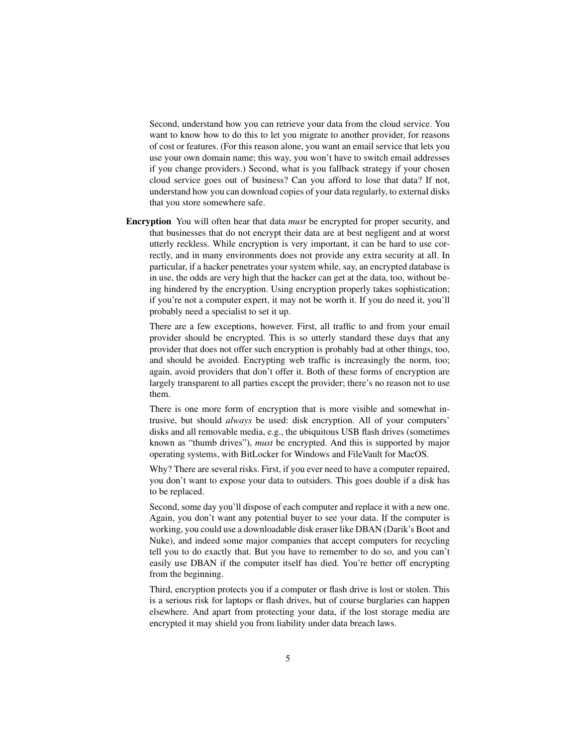Second, understand how you can retrieve your data from the cloud service. You want to know how to do this to let you migrate to another provider, for reasons of cost or features. (For this reason alone, you want an email service that lets you use your own domain name; this way, you won't have to switch email addresses if you change providers.) Second, what is you fallback strategy if your chosen cloud service goes out of business? Can you afford to lose that data? If not, understand how you can download copies of your data regularly, to external disks that you store somewhere safe.

**Encryption** You will often hear that data *must* be encrypted for proper security, and that businesses that do not encrypt their data are at best negligent and at worst utterly reckless. While encryption is very important, it can be hard to use correctly, and in many environments does not provide any extra security at all. In particular, if a hacker penetrates your system while, say, an encrypted database is in use, the odds are very high that the hacker can get at the data, too, without being hindered by the encryption. Using encryption properly takes sophistication; if you're not a computer expert, it may not be worth it. If you do need it, you'll probably need a specialist to set it up.

There are a few exceptions, however. First, all traffic to and from your email provider should be encrypted. This is so utterly standard these days that any provider that does not offer such encryption is probably bad at other things, too, and should be avoided. Encrypting web traffic is increasingly the norm, too; again, avoid providers that don't offer it. Both of these forms of encryption are largely transparent to all parties except the provider; there's no reason not to use them.

There is one more form of encryption that is more visible and somewhat intrusive, but should *always* be used: disk encryption. All of your computers' disks and all removable media, e.g., the ubiquitous USB flash drives (sometimes known as "thumb drives"), *must* be encrypted. And this is supported by major operating systems, with BitLocker for Windows and FileVault for MacOS.

Why? There are several risks. First, if you ever need to have a computer repaired, you don't want to expose your data to outsiders. This goes double if a disk has to be replaced.

Second, some day you'll dispose of each computer and replace it with a new one. Again, you don't want any potential buyer to see your data. If the computer is working, you could use a downloadable disk eraser like DBAN (Darik's Boot and Nuke), and indeed some major companies that accept computers for recycling tell you to do exactly that. But you have to remember to do so, and you can't easily use DBAN if the computer itself has died. You're better off encrypting from the beginning.

Third, encryption protects you if a computer or flash drive is lost or stolen. This is a serious risk for laptops or flash drives, but of course burglaries can happen elsewhere. And apart from protecting your data, if the lost storage media are encrypted it may shield you from liability under data breach laws.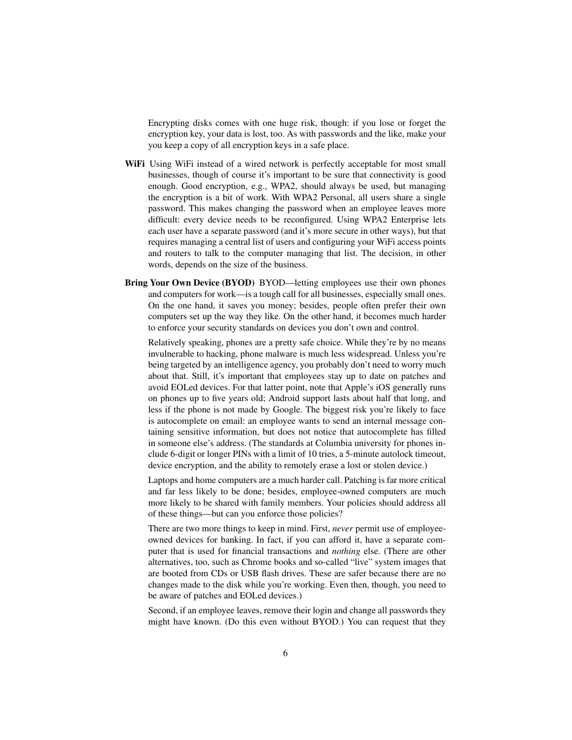Encrypting disks comes with one huge risk, though: if you lose or forget the encryption key, your data is lost, too. As with passwords and the like, make your you keep a copy of all encryption keys in a safe place.

**WiFi** Using WiFi instead of a wired network is perfectly acceptable for most small businesses, though of course it's important to be sure that connectivity is good enough. Good encryption, e.g., WPA2, should always be used, but managing the encryption is a bit of work. With WPA2 Personal, all users share a single password. This makes changing the password when an employee leaves more difficult: every device needs to be reconfigured. Using WPA2 Enterprise lets each user have a separate password (and it's more secure in other ways), but that requires managing a central list of users and configuring your WiFi access points and routers to talk to the computer managing that list. The decision, in other words, depends on the size of the business.

**Bring Your Own Device (BYOD)** BYOD—letting employees use their own phones and computers for work—is a tough call for all businesses, especially small ones. On the one hand, it saves you money; besides, people often prefer their own computers set up the way they like. On the other hand, it becomes much harder to enforce your security standards on devices you don't own and control.

Relatively speaking, phones are a pretty safe choice. While they're by no means invulnerable to hacking, phone malware is much less widespread. Unless you're being targeted by an intelligence agency, you probably don't need to worry much about that. Still, it's important that employees stay up to date on patches and avoid EOLed devices. For that latter point, note that Apple's iOS generally runs on phones up to five years old; Android support lasts about half that long, and less if the phone is not made by Google. The biggest risk you're likely to face is autocomplete on email: an employee wants to send an internal message containing sensitive information, but does not notice that autocomplete has filled in someone else's address. (The standards at Columbia university for phones include 6-digit or longer PINs with a limit of 10 tries, a 5-minute autolock timeout, device encryption, and the ability to remotely erase a lost or stolen device.)

Laptops and home computers are a much harder call. Patching is far more critical and far less likely to be done; besides, employee-owned computers are much more likely to be shared with family members. Your policies should address all of these things—but can you enforce those policies?

There are two more things to keep in mind. First, *never* permit use of employee-owned devices for banking. In fact, if you can afford it, have a separate computer that is used for financial transactions and *nothing* else. (There are other alternatives, too, such as Chrome books and so-called "live" system images that are booted from CDs or USB flash drives. These are safer because there are no changes made to the disk while you're working. Even then, though, you need to be aware of patches and EOLed devices.)

Second, if an employee leaves, remove their login and change all passwords they might have known. (Do this even without BYOD.) You can request that they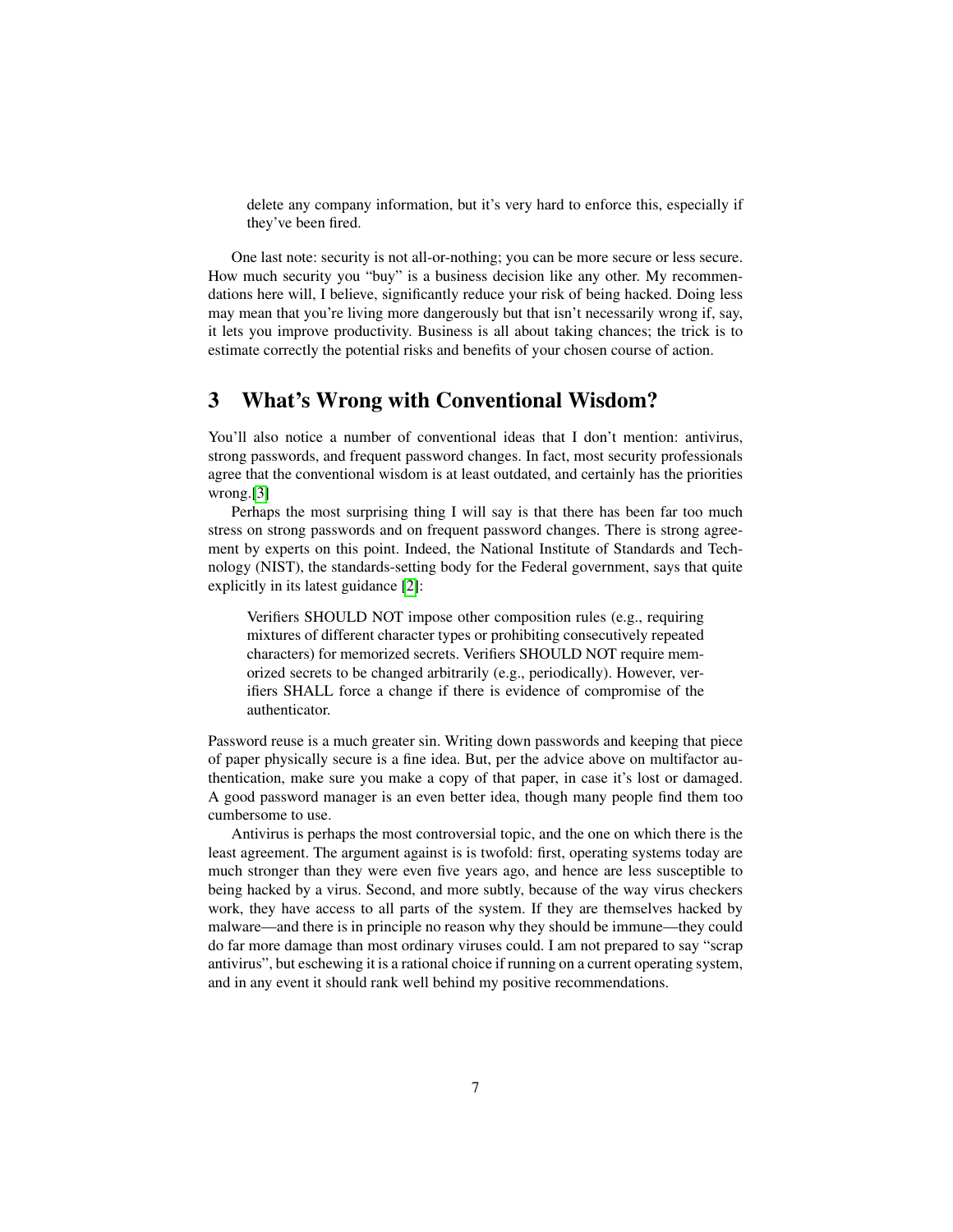delete any company information, but it's very hard to enforce this, especially if they've been fired.

One last note: security is not all-or-nothing; you can be more secure or less secure. How much security you "buy" is a business decision like any other. My recommendations here will, I believe, significantly reduce your risk of being hacked. Doing less may mean that you're living more dangerously but that isn't necessarily wrong if, say, it lets you improve productivity. Business is all about taking chances; the trick is to estimate correctly the potential risks and benefits of your chosen course of action.

## 3 What's Wrong with Conventional Wisdom?

You'll also notice a number of conventional ideas that I don't mention: antivirus, strong passwords, and frequent password changes. In fact, most security professionals agree that the conventional wisdom is at least outdated, and certainly has the priorities wrong.[3]

Perhaps the most surprising thing I will say is that there has been far too much stress on strong passwords and on frequent password changes. There is strong agreement by experts on this point. Indeed, the National Institute of Standards and Technology (NIST), the standards-setting body for the Federal government, says that quite explicitly in its latest guidance [2]:

> Verifiers SHOULD NOT impose other composition rules (e.g., requiring mixtures of different character types or prohibiting consecutively repeated characters) for memorized secrets. Verifiers SHOULD NOT require memorized secrets to be changed arbitrarily (e.g., periodically). However, verifiers SHALL force a change if there is evidence of compromise of the authenticator.

Password reuse is a much greater sin. Writing down passwords and keeping that piece of paper physically secure is a fine idea. But, per the advice above on multifactor authentication, make sure you make a copy of that paper, in case it's lost or damaged. A good password manager is an even better idea, though many people find them too cumbersome to use.

Antivirus is perhaps the most controversial topic, and the one on which there is the least agreement. The argument against is is twofold: first, operating systems today are much stronger than they were even five years ago, and hence are less susceptible to being hacked by a virus. Second, and more subtly, because of the way virus checkers work, they have access to all parts of the system. If they are themselves hacked by malware—and there is in principle no reason why they should be immune—they could do far more damage than most ordinary viruses could. I am not prepared to say "scrap antivirus", but eschewing it is a rational choice if running on a current operating system, and in any event it should rank well behind my positive recommendations.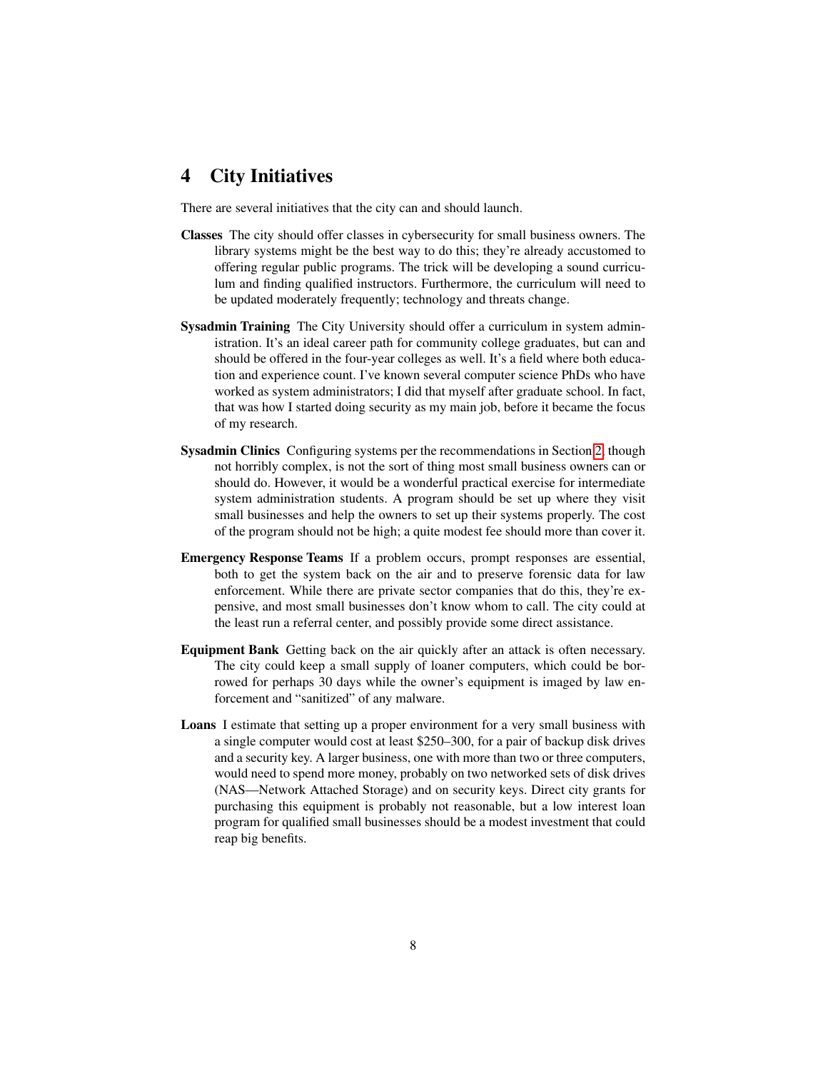# 4 City Initiatives

There are several initiatives that the city can and should launch.

**Classes** The city should offer classes in cybersecurity for small business owners. The library systems might be the best way to do this; they're already accustomed to offering regular public programs. The trick will be developing a sound curriculum and finding qualified instructors. Furthermore, the curriculum will need to be updated moderately frequently; technology and threats change.

**Sysadmin Training** The City University should offer a curriculum in system administration. It's an ideal career path for community college graduates, but can and should be offered in the four-year colleges as well. It's a field where both education and experience count. I've known several computer science PhDs who have worked as system administrators; I did that myself after graduate school. In fact, that was how I started doing security as my main job, before it became the focus of my research.

**Sysadmin Clinics** Configuring systems per the recommendations in Section 2, though not horribly complex, is not the sort of thing most small business owners can or should do. However, it would be a wonderful practical exercise for intermediate system administration students. A program should be set up where they visit small businesses and help the owners to set up their systems properly. The cost of the program should not be high; a quite modest fee should more than cover it.

**Emergency Response Teams** If a problem occurs, prompt responses are essential, both to get the system back on the air and to preserve forensic data for law enforcement. While there are private sector companies that do this, they're expensive, and most small businesses don't know whom to call. The city could at the least run a referral center, and possibly provide some direct assistance.

**Equipment Bank** Getting back on the air quickly after an attack is often necessary. The city could keep a small supply of loaner computers, which could be borrowed for perhaps 30 days while the owner's equipment is imaged by law enforcement and "sanitized" of any malware.

**Loans** I estimate that setting up a proper environment for a very small business with a single computer would cost at least \$250–300, for a pair of backup disk drives and a security key. A larger business, one with more than two or three computers, would need to spend more money, probably on two networked sets of disk drives (NAS—Network Attached Storage) and on security keys. Direct city grants for purchasing this equipment is probably not reasonable, but a low interest loan program for qualified small businesses should be a modest investment that could reap big benefits.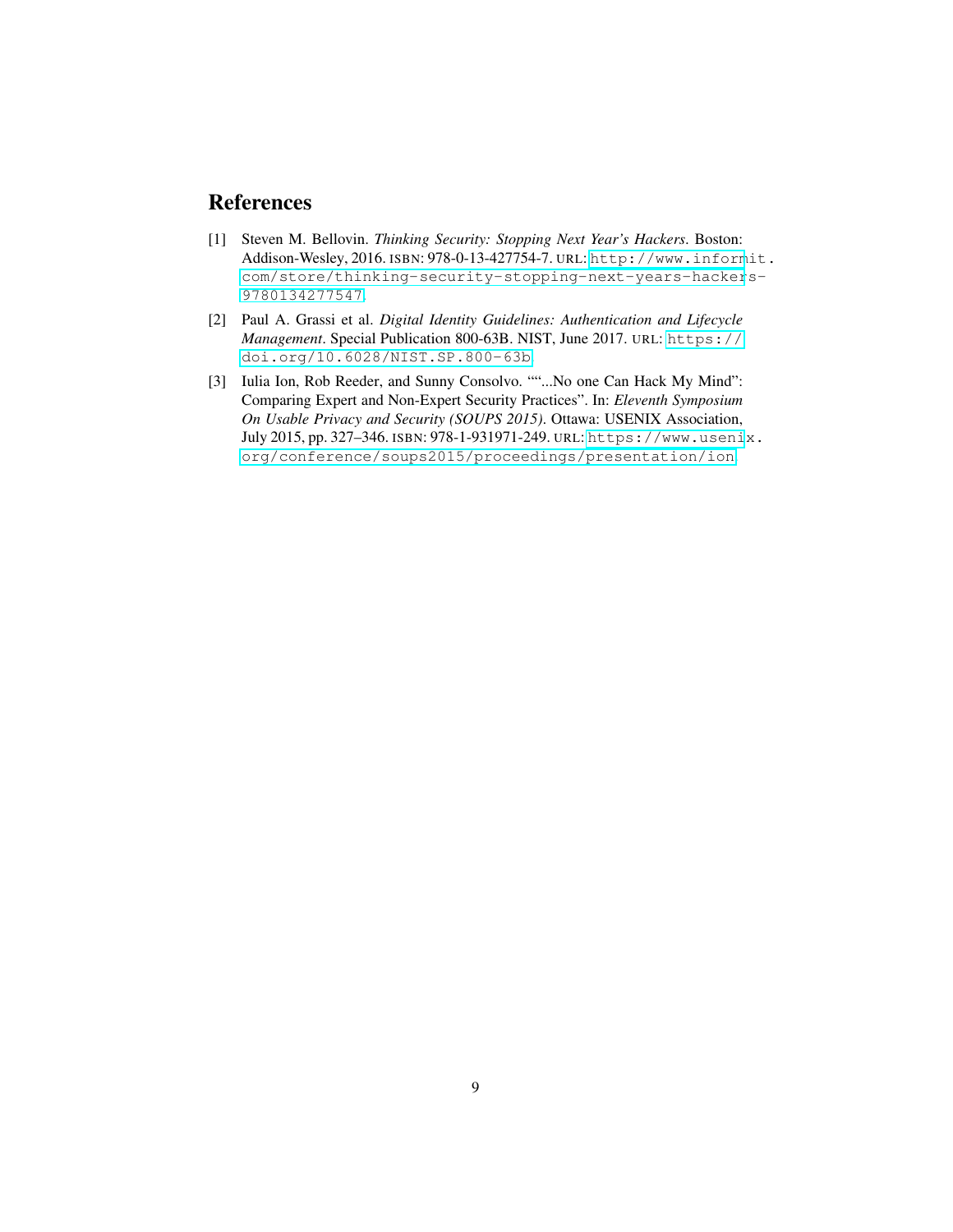# References

[1] Steven M. Bellovin. *Thinking Security: Stopping Next Year's Hackers*. Boston: Addison-Wesley, 2016. ISBN: 978-0-13-427754-7. URL: http://www.informit.com/store/thinking-security-stopping-next-years-hackers-9780134277547.

[2] Paul A. Grassi et al. *Digital Identity Guidelines: Authentication and Lifecycle Management*. Special Publication 800-63B. NIST, June 2017. URL: https://doi.org/10.6028/NIST.SP.800-63b.

[3] Iulia Ion, Rob Reeder, and Sunny Consolvo. ""...No one Can Hack My Mind": Comparing Expert and Non-Expert Security Practices". In: *Eleventh Symposium On Usable Privacy and Security (SOUPS 2015)*. Ottawa: USENIX Association, July 2015, pp. 327–346. ISBN: 978-1-931971-249. URL: https://www.usenix.org/conference/soups2015/proceedings/presentation/ion.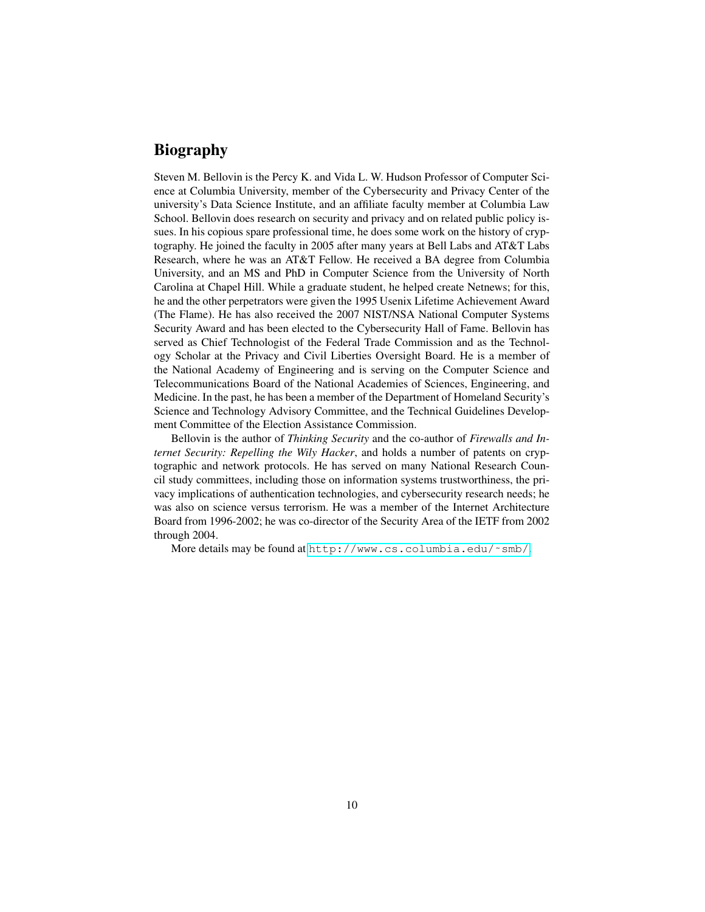## Biography

Steven M. Bellovin is the Percy K. and Vida L. W. Hudson Professor of Computer Science at Columbia University, member of the Cybersecurity and Privacy Center of the university's Data Science Institute, and an affiliate faculty member at Columbia Law School. Bellovin does research on security and privacy and on related public policy issues. In his copious spare professional time, he does some work on the history of cryptography. He joined the faculty in 2005 after many years at Bell Labs and AT&T Labs Research, where he was an AT&T Fellow. He received a BA degree from Columbia University, and an MS and PhD in Computer Science from the University of North Carolina at Chapel Hill. While a graduate student, he helped create Netnews; for this, he and the other perpetrators were given the 1995 Usenix Lifetime Achievement Award (The Flame). He has also received the 2007 NIST/NSA National Computer Systems Security Award and has been elected to the Cybersecurity Hall of Fame. Bellovin has served as Chief Technologist of the Federal Trade Commission and as the Technology Scholar at the Privacy and Civil Liberties Oversight Board. He is a member of the National Academy of Engineering and is serving on the Computer Science and Telecommunications Board of the National Academies of Sciences, Engineering, and Medicine. In the past, he has been a member of the Department of Homeland Security's Science and Technology Advisory Committee, and the Technical Guidelines Development Committee of the Election Assistance Commission.

Bellovin is the author of *Thinking Security* and the co-author of *Firewalls and Internet Security: Repelling the Wily Hacker*, and holds a number of patents on cryptographic and network protocols. He has served on many National Research Council study committees, including those on information systems trustworthiness, the privacy implications of authentication technologies, and cybersecurity research needs; he was also on science versus terrorism. He was a member of the Internet Architecture Board from 1996-2002; he was co-director of the Security Area of the IETF from 2002 through 2004.

More details may be found at http://www.cs.columbia.edu/~smb/.